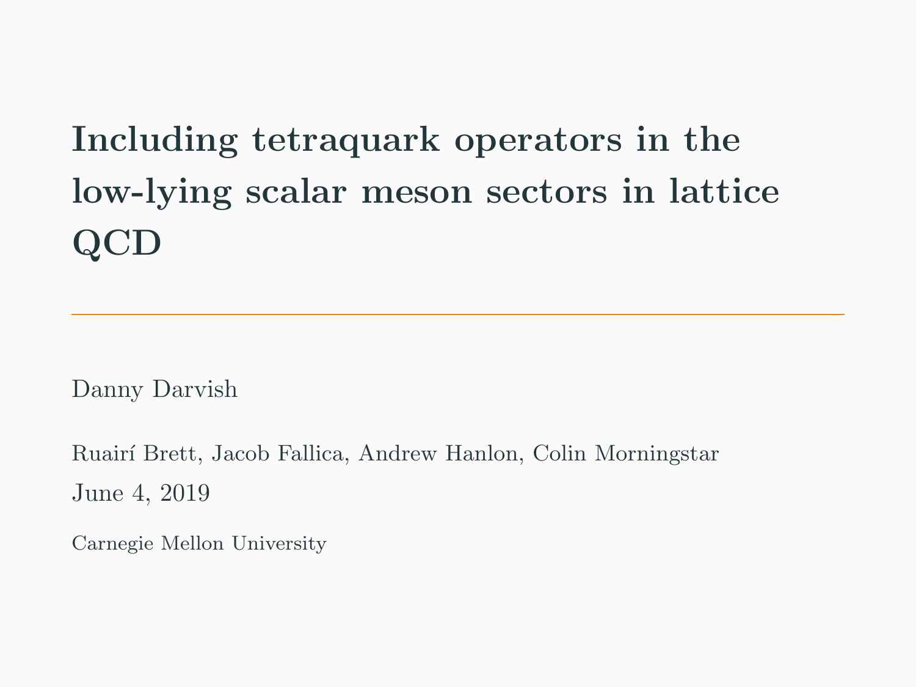# Including tetraquark operators in the low-lying scalar meson sectors in lattice QCD

Danny Darvish

Ruairí Brett, Jacob Fallica, Andrew Hanlon, Colin Morningstar

June 4, 2019

Carnegie Mellon University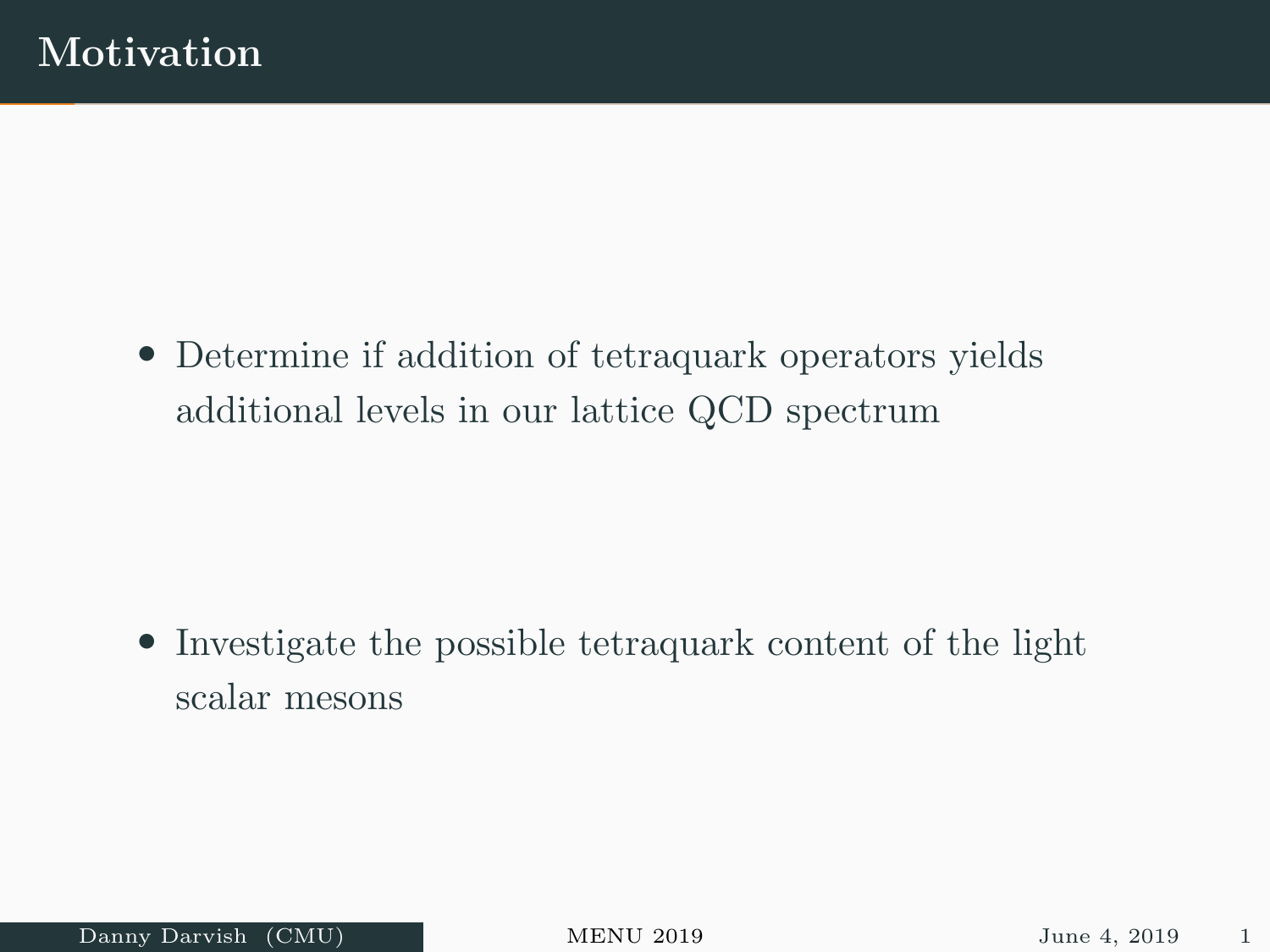# Motivation

- Determine if addition of tetraquark operators yields additional levels in our lattice QCD spectrum

- Investigate the possible tetraquark content of the light scalar mesons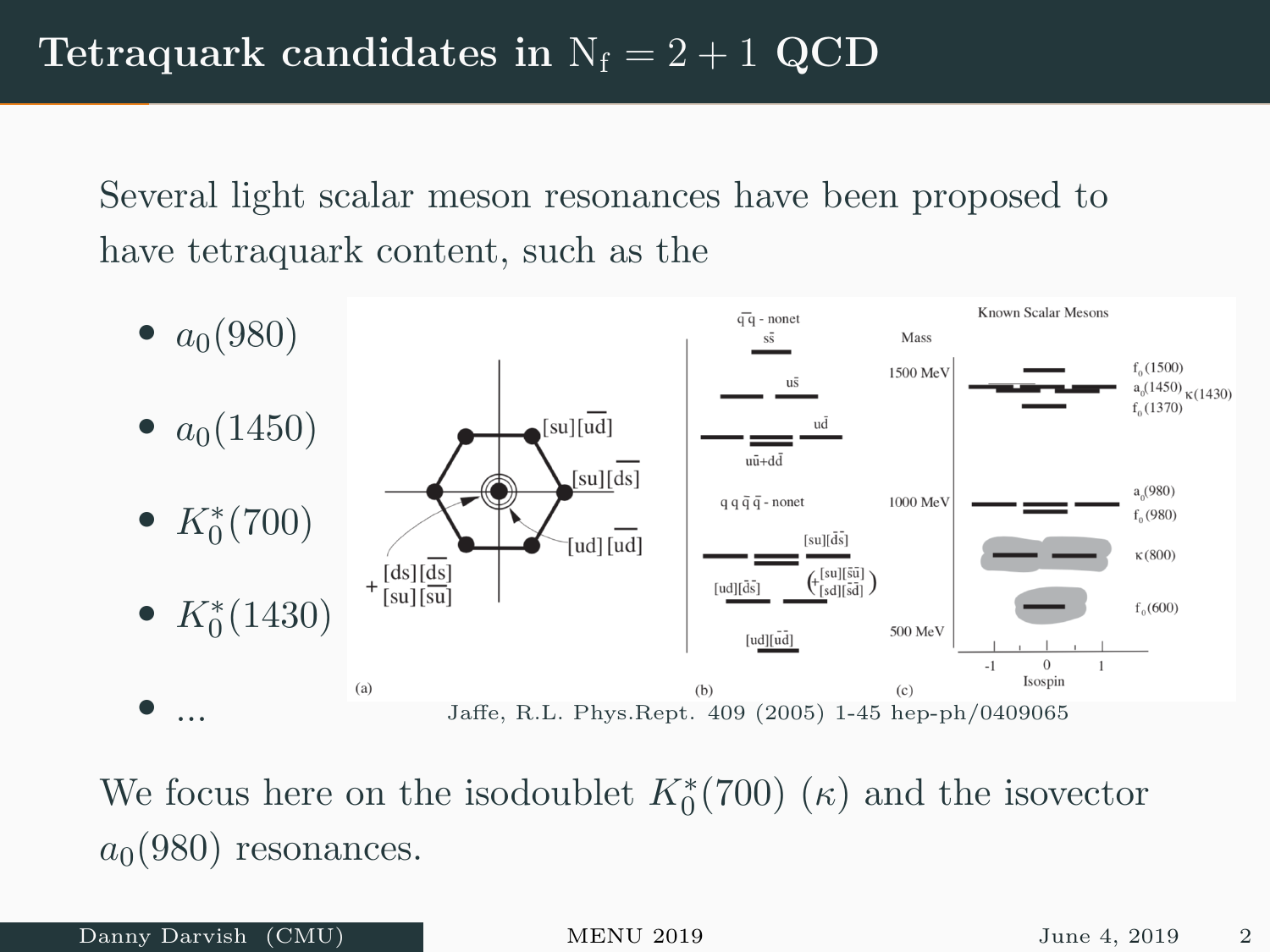# Tetraquark candidates in $\mathrm{N_f} = 2 + 1$ QCD

Several light scalar meson resonances have been proposed to have tetraquark content, such as the

- $a_0(980)$
- $a_0(1450)$
- $K_0^*(700)$
- $K_0^*(1430)$
- ...

Jaffe, R.L. Phys.Rept. 409 (2005) 1-45 hep-ph/0409065

We focus here on the isodoublet $K_0^*(700)$ ($\kappa$) and the isovector $a_0(980)$ resonances.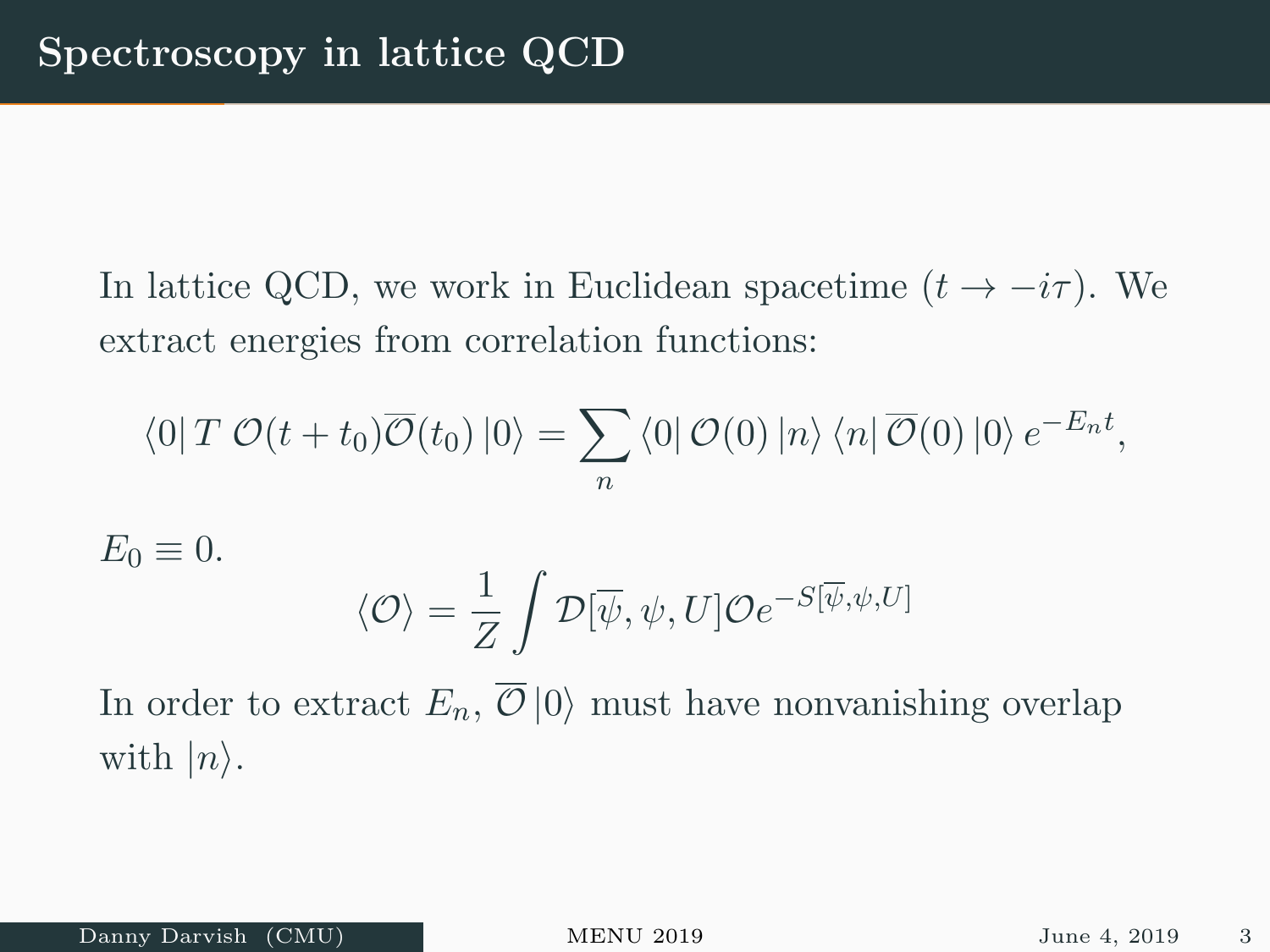# Spectroscopy in lattice QCD

In lattice QCD, we work in Euclidean spacetime ($t \to -i\tau$). We extract energies from correlation functions:

$$\langle 0| T \ \mathcal{O}(t+t_0)\overline{\mathcal{O}}(t_0) |0\rangle = \sum_n \langle 0| \mathcal{O}(0) |n\rangle \langle n| \overline{\mathcal{O}}(0) |0\rangle \, e^{-E_n t},$$

$E_0 \equiv 0$.

$$\langle \mathcal{O} \rangle = \frac{1}{Z} \int \mathcal{D}[\overline{\psi}, \psi, U] \mathcal{O} e^{-S[\overline{\psi}, \psi, U]}$$

In order to extract $E_n$, $\overline{\mathcal{O}} |0\rangle$ must have nonvanishing overlap with $|n\rangle$.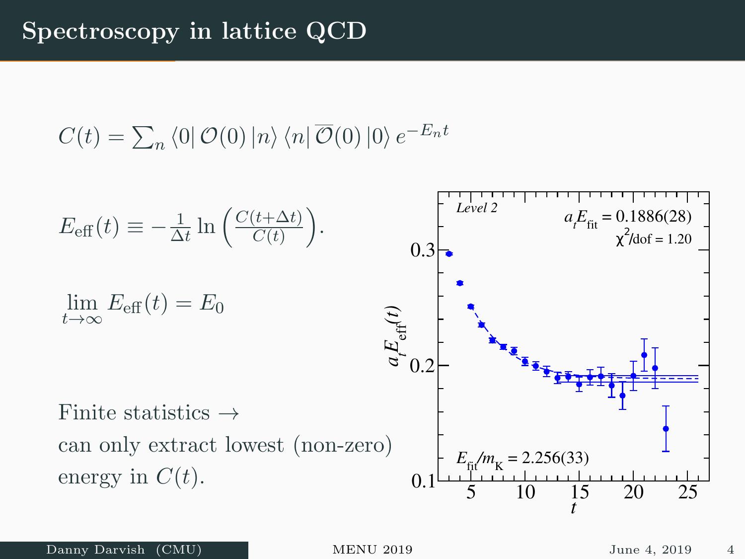# Spectroscopy in lattice QCD

$$C(t) = \sum_n \langle 0| \mathcal{O}(0) |n\rangle \langle n| \overline{\mathcal{O}}(0) |0\rangle e^{-E_n t}$$

$$E_{\text{eff}}(t) \equiv -\frac{1}{\Delta t} \ln\left(\frac{C(t+\Delta t)}{C(t)}\right).$$

$$\lim_{t\to\infty} E_{\text{eff}}(t) = E_0$$

Finite statistics $\rightarrow$
can only extract lowest (non-zero) energy in $C(t)$.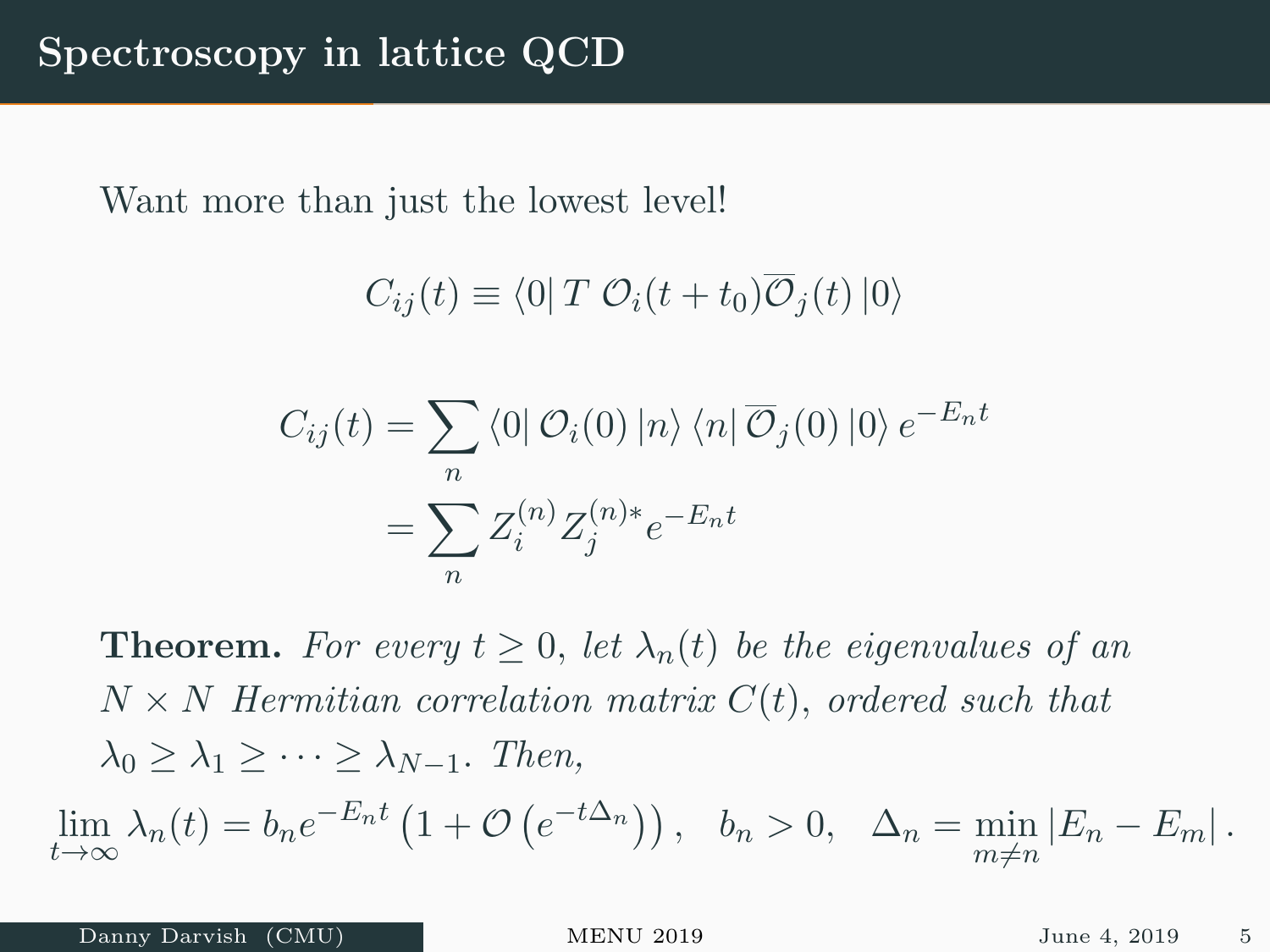# Spectroscopy in lattice QCD

Want more than just the lowest level!

$$C_{ij}(t) \equiv \langle 0 | T \; \mathcal{O}_i(t + t_0) \overline{\mathcal{O}}_j(t) | 0 \rangle$$

$$\begin{aligned} C_{ij}(t) &= \sum_n \langle 0 | \mathcal{O}_i(0) | n \rangle \langle n | \overline{\mathcal{O}}_j(0) | 0 \rangle \, e^{-E_n t} \\ &= \sum_n Z_i^{(n)} Z_j^{(n)*} e^{-E_n t} \end{aligned}$$

**Theorem.** *For every $t \geq 0$, let $\lambda_n(t)$ be the eigenvalues of an $N \times N$ Hermitian correlation matrix $C(t)$, ordered such that $\lambda_0 \geq \lambda_1 \geq \cdots \geq \lambda_{N-1}$. Then,*

$$\lim_{t \to \infty} \lambda_n(t) = b_n e^{-E_n t} \left(1 + \mathcal{O}\left(e^{-t \Delta_n}\right)\right), \quad b_n > 0, \quad \Delta_n = \min_{m \neq n} |E_n - E_m| \, .$$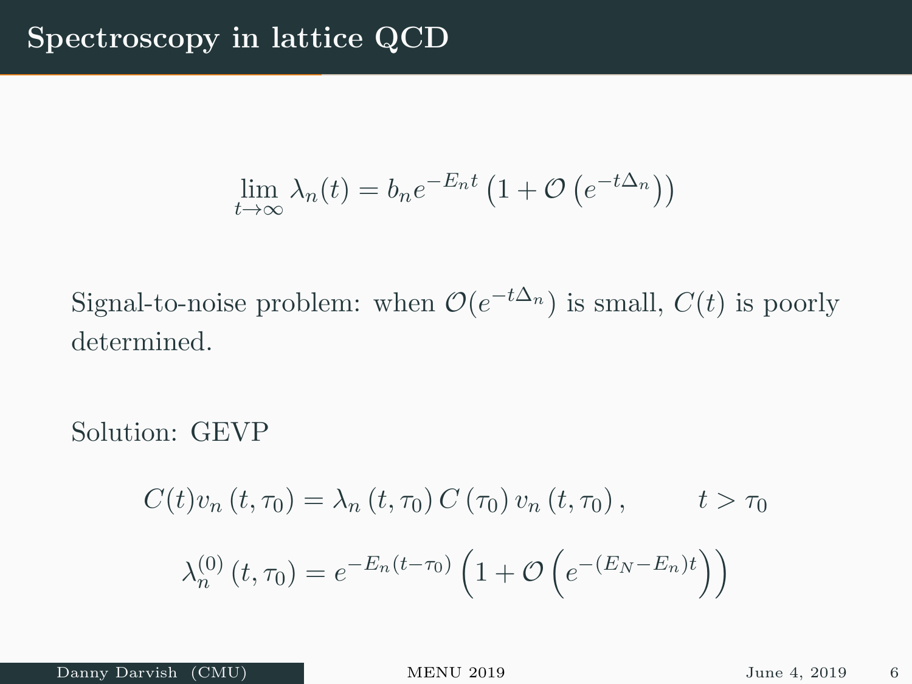# Spectroscopy in lattice QCD

$$\lim_{t\to\infty} \lambda_n(t) = b_n e^{-E_n t}\left(1 + \mathcal{O}\left(e^{-t\Delta_n}\right)\right)$$

Signal-to-noise problem: when $\mathcal{O}(e^{-t\Delta_n})$ is small, $C(t)$ is poorly determined.

Solution: GEVP

$$C(t)v_n\left(t,\tau_0\right) = \lambda_n\left(t,\tau_0\right) C\left(\tau_0\right) v_n\left(t,\tau_0\right), \qquad t > \tau_0$$

$$\lambda_n^{(0)}\left(t,\tau_0\right) = e^{-E_n(t-\tau_0)}\left(1 + \mathcal{O}\left(e^{-(E_N - E_n)t}\right)\right)$$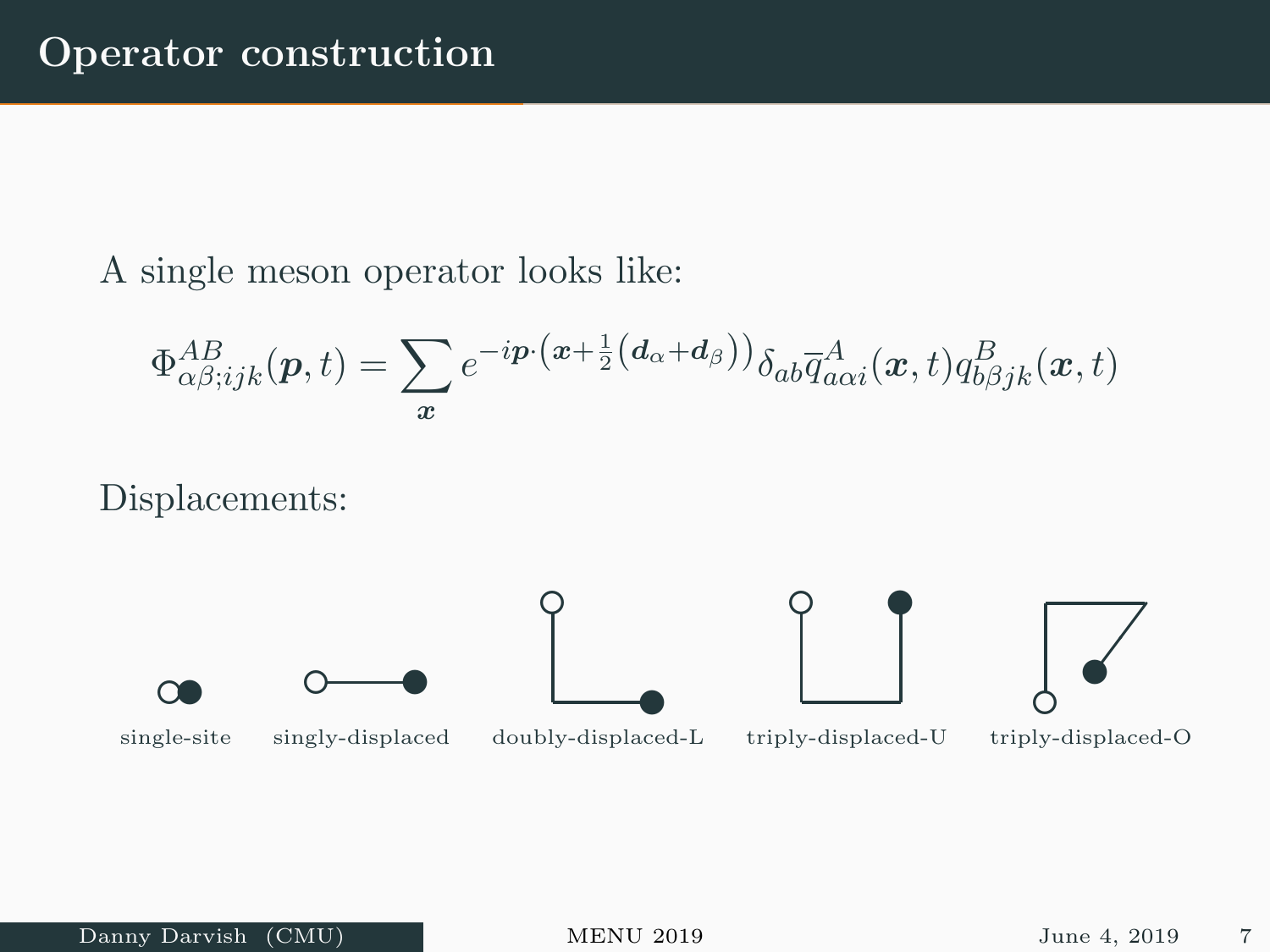# Operator construction

A single meson operator looks like:

$$\Phi^{AB}_{\alpha\beta;ijk}(\boldsymbol{p}, t) = \sum_{\boldsymbol{x}} e^{-i\boldsymbol{p}\cdot\left(\boldsymbol{x}+\frac{1}{2}\left(\boldsymbol{d}_\alpha+\boldsymbol{d}_\beta\right)\right)} \delta_{ab} \overline{q}^{A}_{a\alpha i}(\boldsymbol{x}, t) q^{B}_{b\beta jk}(\boldsymbol{x}, t)$$

Displacements:

single-site    singly-displaced    doubly-displaced-L    triply-displaced-U    triply-displaced-O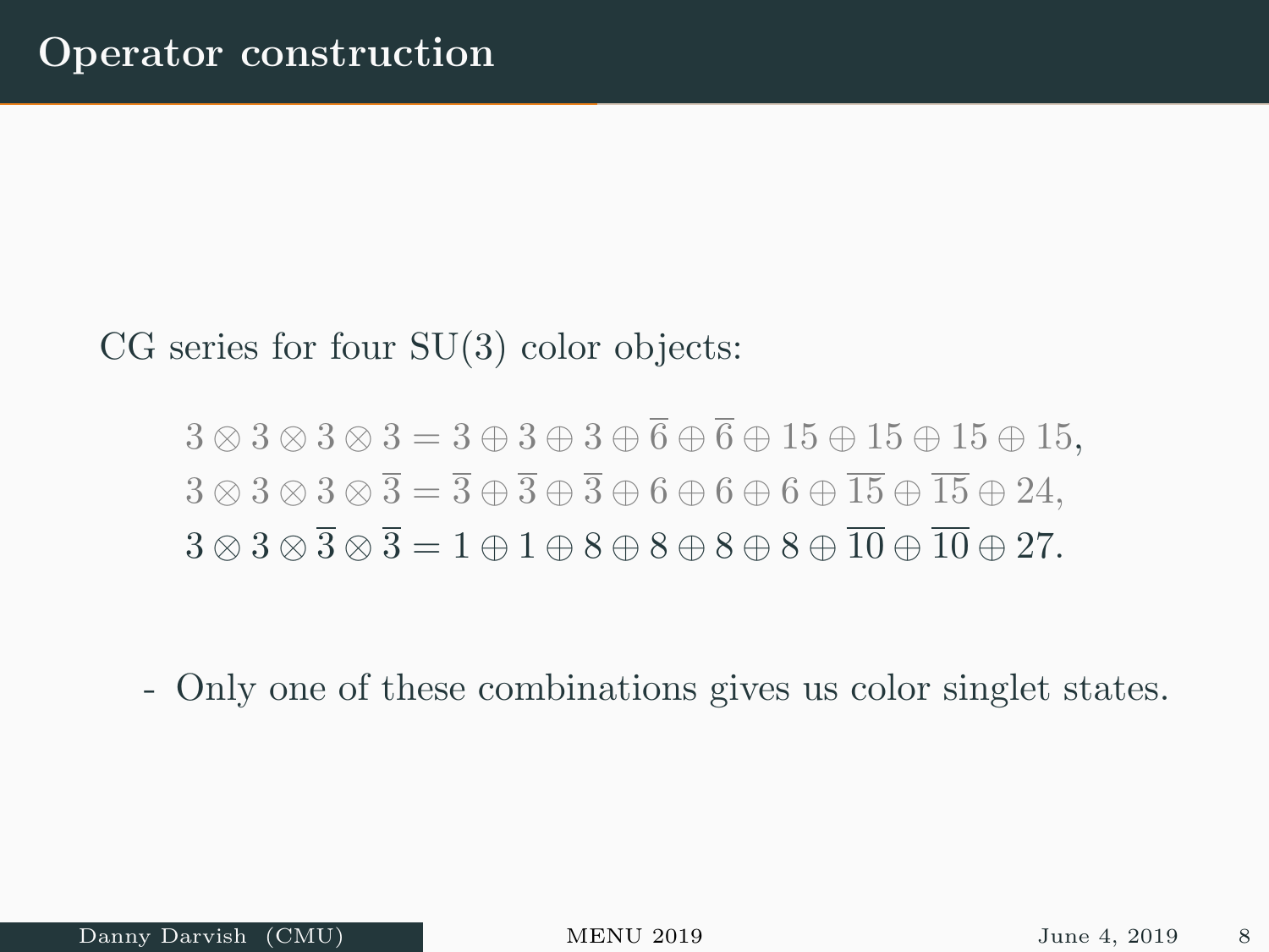# Operator construction

CG series for four SU(3) color objects:

$$
\begin{aligned}
3 \otimes 3 \otimes 3 \otimes 3 &= 3 \oplus 3 \oplus 3 \oplus \overline{6} \oplus \overline{6} \oplus 15 \oplus 15 \oplus 15 \oplus 15, \\
3 \otimes 3 \otimes 3 \otimes \overline{3} &= \overline{3} \oplus \overline{3} \oplus \overline{3} \oplus 6 \oplus 6 \oplus 6 \oplus \overline{15} \oplus \overline{15} \oplus 24, \\
3 \otimes 3 \otimes \overline{3} \otimes \overline{3} &= 1 \oplus 1 \oplus 8 \oplus 8 \oplus 8 \oplus 8 \oplus \overline{10} \oplus \overline{10} \oplus 27.
\end{aligned}
$$

- Only one of these combinations gives us color singlet states.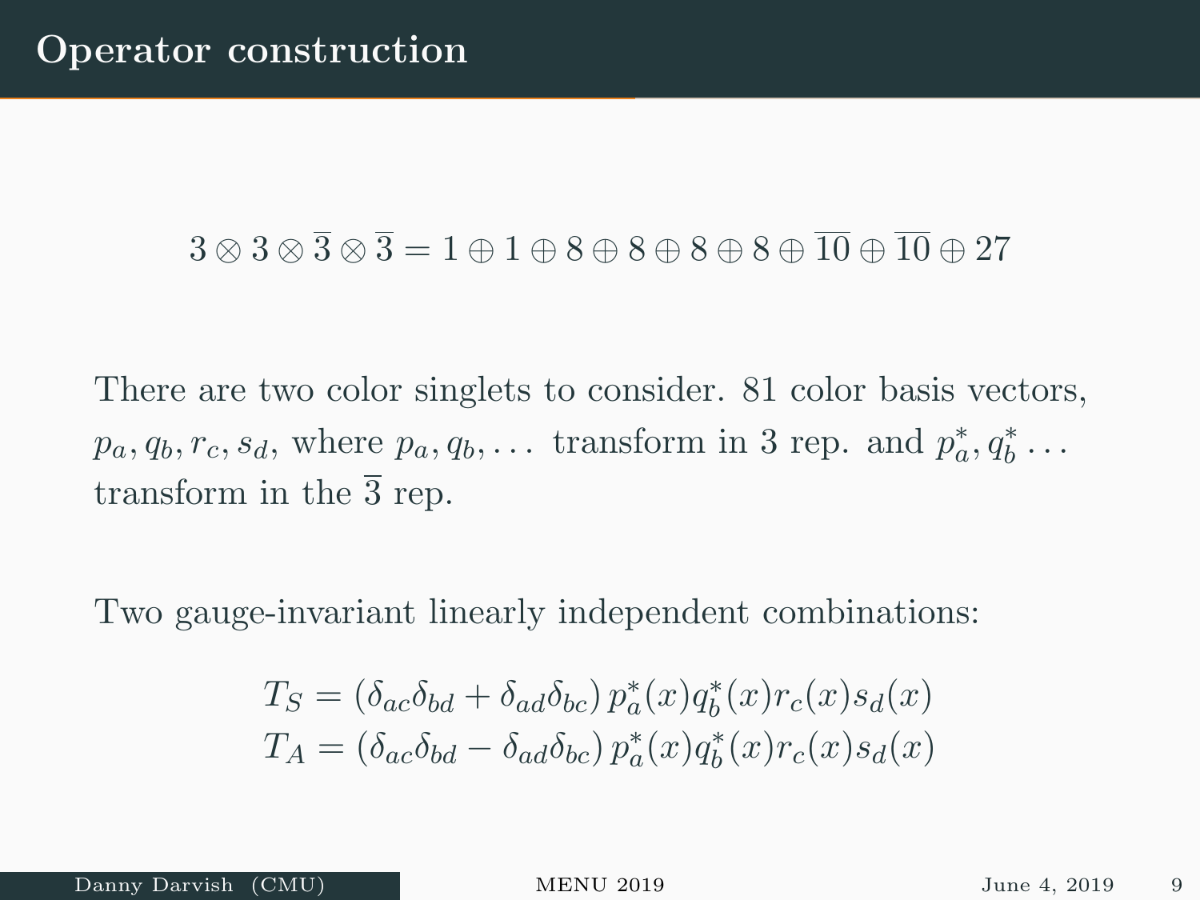# Operator construction

$$3 \otimes 3 \otimes \overline{3} \otimes \overline{3} = 1 \oplus 1 \oplus 8 \oplus 8 \oplus 8 \oplus 8 \oplus \overline{10} \oplus \overline{10} \oplus 27$$

There are two color singlets to consider. 81 color basis vectors, $p_a, q_b, r_c, s_d$, where $p_a, q_b, \ldots$ transform in 3 rep. and $p_a^*, q_b^* \ldots$ transform in the $\overline{3}$ rep.

Two gauge-invariant linearly independent combinations:

$$T_S = \left(\delta_{ac}\delta_{bd} + \delta_{ad}\delta_{bc}\right) p_a^*(x) q_b^*(x) r_c(x) s_d(x)$$
$$T_A = \left(\delta_{ac}\delta_{bd} - \delta_{ad}\delta_{bc}\right) p_a^*(x) q_b^*(x) r_c(x) s_d(x)$$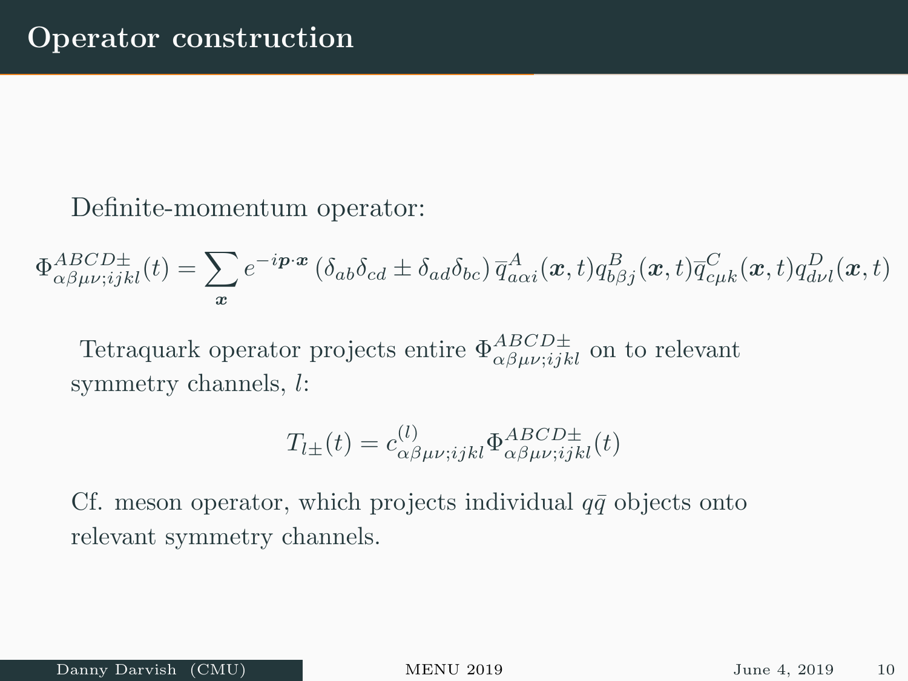# Operator construction

Definite-momentum operator:

$$\Phi^{ABCD\pm}_{\alpha\beta\mu\nu;ijkl}(t) = \sum_{\boldsymbol{x}} e^{-i\boldsymbol{p}\cdot\boldsymbol{x}} \left(\delta_{ab}\delta_{cd} \pm \delta_{ad}\delta_{bc}\right) \overline{q}^{A}_{a\alpha i}(\boldsymbol{x},t) q^{B}_{b\beta j}(\boldsymbol{x},t) \overline{q}^{C}_{c\mu k}(\boldsymbol{x},t) q^{D}_{d\nu l}(\boldsymbol{x},t)$$

Tetraquark operator projects entire $\Phi^{ABCD\pm}_{\alpha\beta\mu\nu;ijkl}$ on to relevant symmetry channels, $l$:

$$T_{l\pm}(t) = c^{(l)}_{\alpha\beta\mu\nu;ijkl} \Phi^{ABCD\pm}_{\alpha\beta\mu\nu;ijkl}(t)$$

Cf. meson operator, which projects individual $q\bar{q}$ objects onto relevant symmetry channels.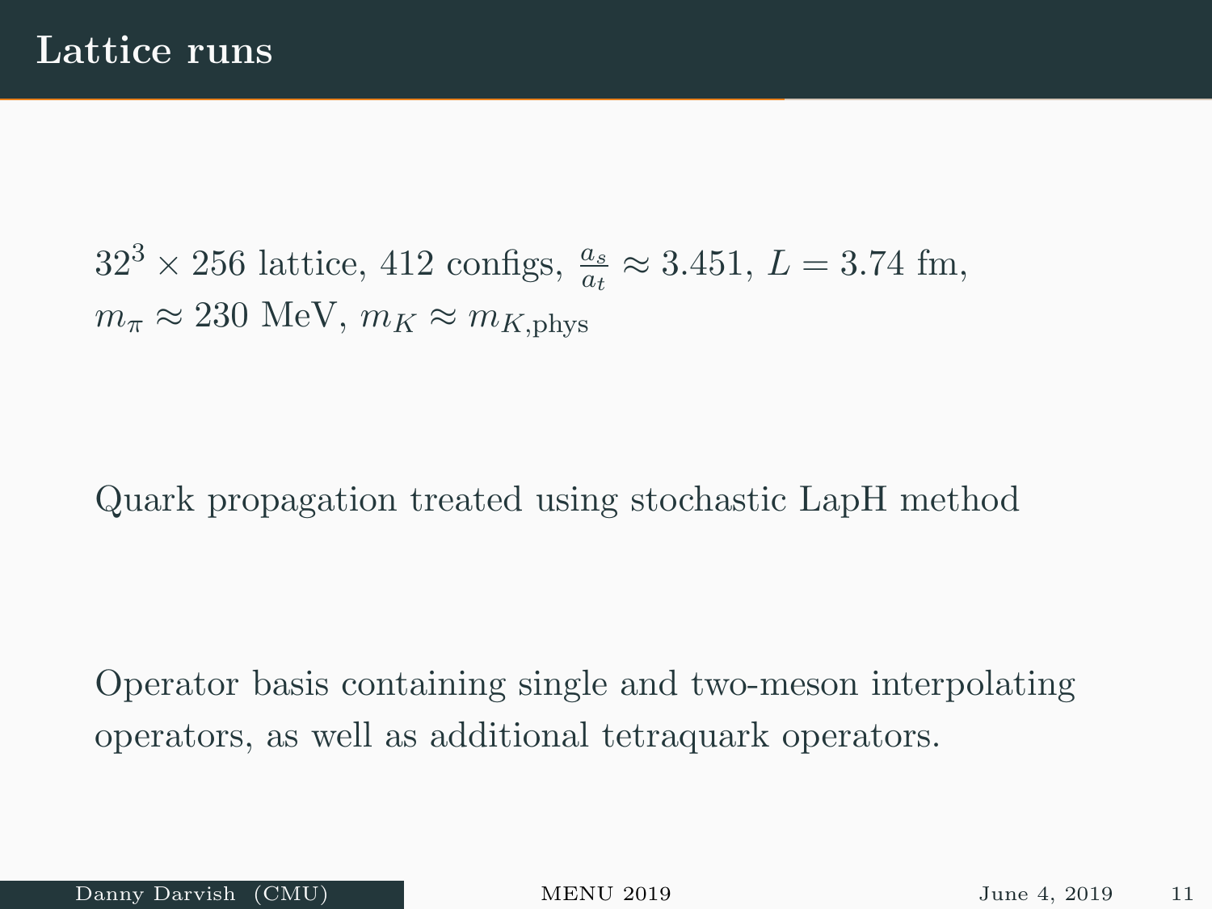# Lattice runs

$32^3 \times 256$ lattice, 412 configs, $\frac{a_s}{a_t} \approx 3.451$, $L = 3.74$ fm, $m_\pi \approx 230$ MeV, $m_K \approx m_{K,\text{phys}}$

Quark propagation treated using stochastic LapH method

Operator basis containing single and two-meson interpolating operators, as well as additional tetraquark operators.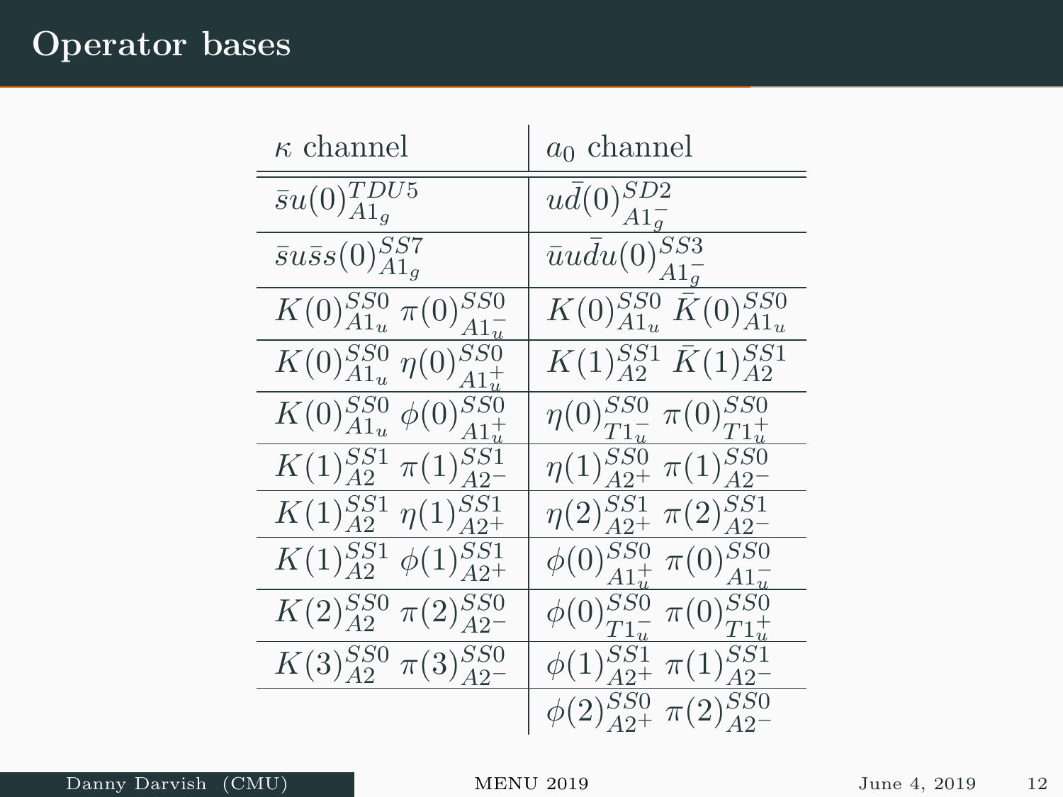# Operator bases

| $\kappa$ channel | $a_0$ channel |
|---|---|
| $\bar{s}u(0)^{TDU5}_{A1_g}$ | $u\bar{d}(0)^{SD2}_{A1_g^-}$ |
| $\bar{s}u\bar{s}s(0)^{SS7}_{A1_g}$ | $\bar{u}u\bar{d}u(0)^{SS3}_{A1_g^-}$ |
| $K(0)^{SS0}_{A1_u}\ \pi(0)^{SS0}_{A1_u^-}$ | $K(0)^{SS0}_{A1_u}\ \bar{K}(0)^{SS0}_{A1_u}$ |
| $K(0)^{SS0}_{A1_u}\ \eta(0)^{SS0}_{A1_u^+}$ | $K(1)^{SS1}_{A2}\ \bar{K}(1)^{SS1}_{A2}$ |
| $K(0)^{SS0}_{A1_u}\ \phi(0)^{SS0}_{A1_u^+}$ | $\eta(0)^{SS0}_{T1_u^-}\ \pi(0)^{SS0}_{T1_u^+}$ |
| $K(1)^{SS1}_{A2}\ \pi(1)^{SS1}_{A2^-}$ | $\eta(1)^{SS0}_{A2^+}\ \pi(1)^{SS0}_{A2^-}$ |
| $K(1)^{SS1}_{A2}\ \eta(1)^{SS1}_{A2^+}$ | $\eta(2)^{SS1}_{A2^+}\ \pi(2)^{SS1}_{A2^-}$ |
| $K(1)^{SS1}_{A2}\ \phi(1)^{SS1}_{A2^+}$ | $\phi(0)^{SS0}_{A1_u^+}\ \pi(0)^{SS0}_{A1_u^-}$ |
| $K(2)^{SS0}_{A2}\ \pi(2)^{SS0}_{A2^-}$ | $\phi(0)^{SS0}_{T1_u^-}\ \pi(0)^{SS0}_{T1_u^+}$ |
| $K(3)^{SS0}_{A2}\ \pi(3)^{SS0}_{A2^-}$ | $\phi(1)^{SS1}_{A2^+}\ \pi(1)^{SS1}_{A2^-}$ |
| | $\phi(2)^{SS0}_{A2^+}\ \pi(2)^{SS0}_{A2^-}$ |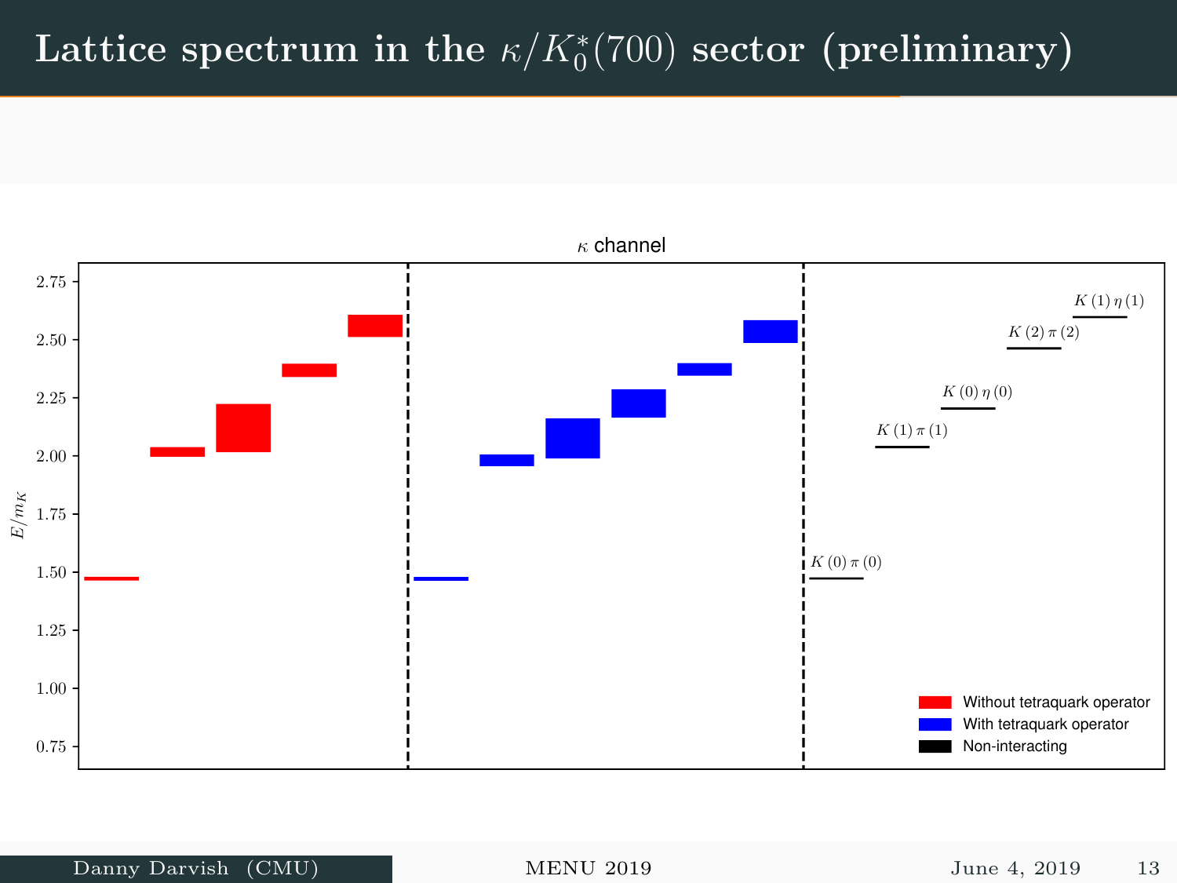# Lattice spectrum in the $\kappa/K_0^*(700)$ sector (preliminary)

$\kappa$ channel

$E/m_K$

$K(0)\,\pi(0)$

$K(1)\,\pi(1)$

$K(0)\,\eta(0)$

$K(2)\,\pi(2)$

$K(1)\,\eta(1)$

Without tetraquark operator

With tetraquark operator

Non-interacting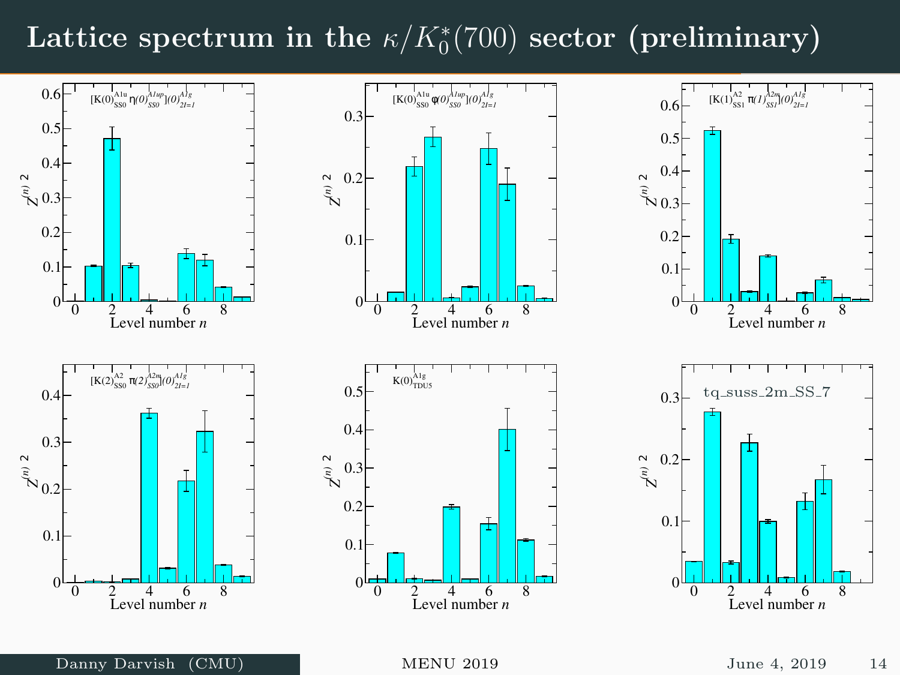# Lattice spectrum in the $\kappa/K_0^*(700)$ sector (preliminary)

$[K(0)^{A1u}_{SS0}\,\eta(0)^{A1up}_{SS0}](0)^{A1g}_{2I=1}$

$[K(0)^{A1u}_{SS0}\,\phi(0)^{A1up}_{SS0}](0)^{A1g}_{2I=1}$

$[K(1)^{A2}_{SS1}\,\pi(1)^{A2m}_{SS1}](0)^{A1g}_{2I=1}$

$[K(2)^{A2}_{SS0}\,\pi(2)^{A2m}_{SS0}](0)^{A1g}_{2I=1}$

$K(0)^{A1g}_{TDU5}$

tq_suss_2m_SS_7

Axes: $Z^{(n)\,2}$ vs. Level number $n$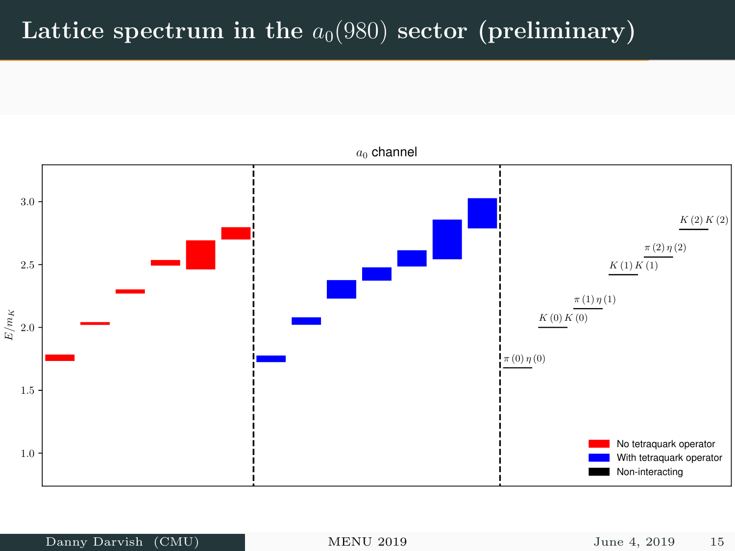# Lattice spectrum in the $a_0(980)$ sector (preliminary)

$a_0$ channel

$E/m_K$

3.0, 2.5, 2.0, 1.5, 1.0

$\pi(0)\,\eta(0)$

$K(0)\,K(0)$

$\pi(1)\,\eta(1)$

$K(1)\,K(1)$

$\pi(2)\,\eta(2)$

$K(2)\,K(2)$

No tetraquark operator

With tetraquark operator

Non-interacting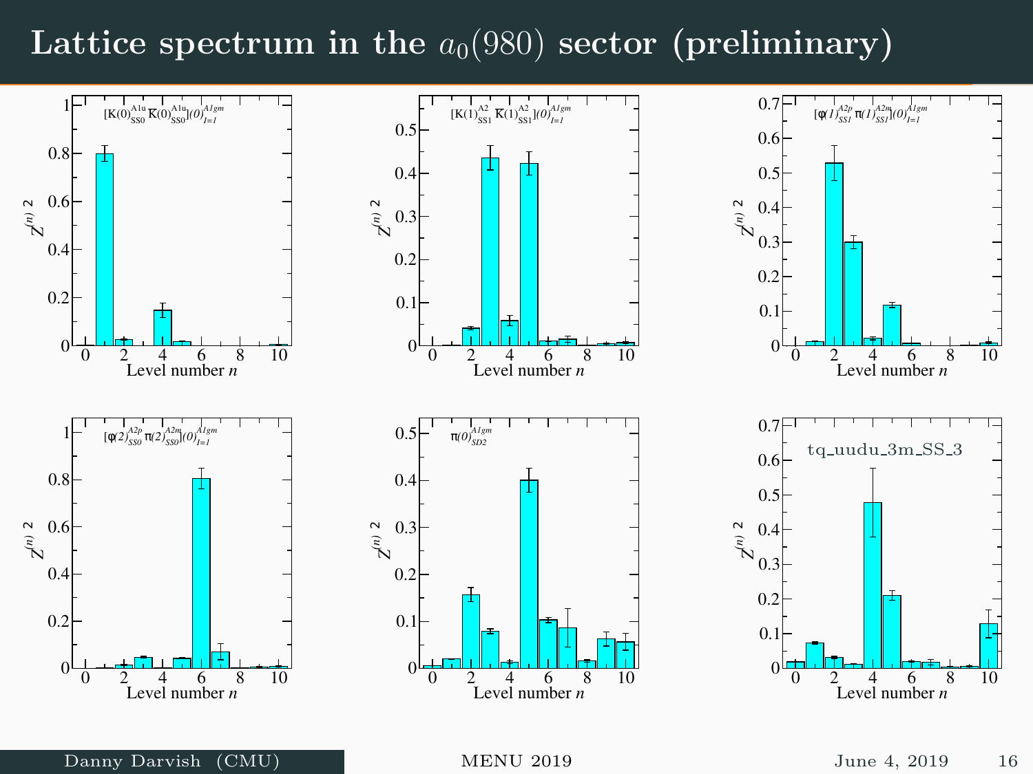# Lattice spectrum in the $a_0(980)$ sector (preliminary)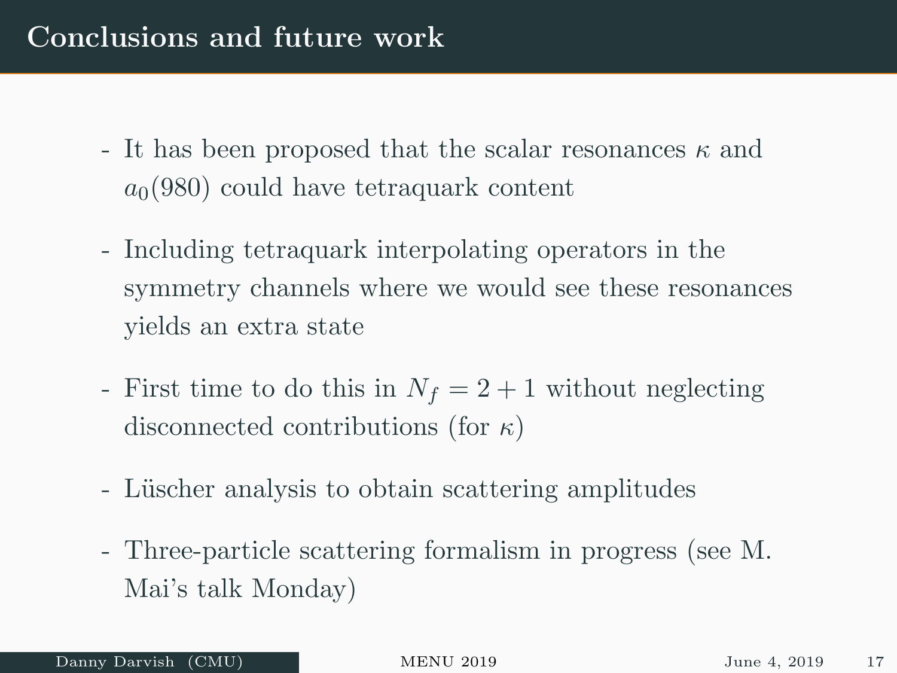# Conclusions and future work

- It has been proposed that the scalar resonances $\kappa$ and $a_0(980)$ could have tetraquark content
- Including tetraquark interpolating operators in the symmetry channels where we would see these resonances yields an extra state
- First time to do this in $N_f = 2 + 1$ without neglecting disconnected contributions (for $\kappa$)
- Lüscher analysis to obtain scattering amplitudes
- Three-particle scattering formalism in progress (see M. Mai's talk Monday)